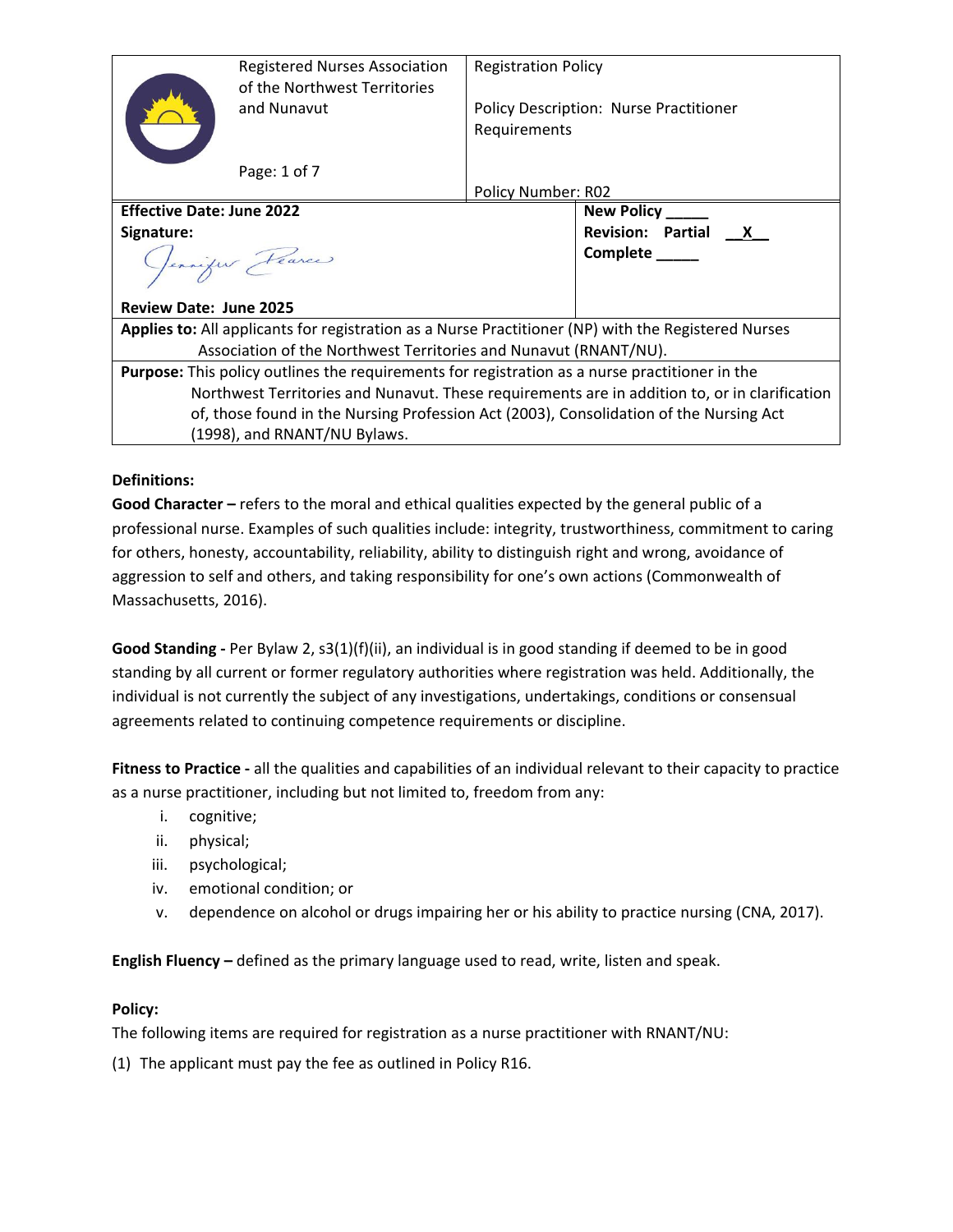| Registered Nurses Association of the Northwest Territories and Nunavut | Registration Policy<br><br>Policy Description: Nurse Practitioner Requirements<br><br>Policy Number: R02 |
|---|---|
| **Effective Date: June 2022**<br>**Signature:**<br><br>**Review Date: June 2025** | **New Policy \_\_\_\_\_**<br>**Revision: Partial \_\_X\_\_**<br>**Complete \_\_\_\_\_** |
| **Applies to:** All applicants for registration as a Nurse Practitioner (NP) with the Registered Nurses Association of the Northwest Territories and Nunavut (RNANT/NU). | |
| **Purpose:** This policy outlines the requirements for registration as a nurse practitioner in the Northwest Territories and Nunavut. These requirements are in addition to, or in clarification of, those found in the Nursing Profession Act (2003), Consolidation of the Nursing Act (1998), and RNANT/NU Bylaws. | |

**Definitions:**

**Good Character –** refers to the moral and ethical qualities expected by the general public of a professional nurse. Examples of such qualities include: integrity, trustworthiness, commitment to caring for others, honesty, accountability, reliability, ability to distinguish right and wrong, avoidance of aggression to self and others, and taking responsibility for one's own actions (Commonwealth of Massachusetts, 2016).

**Good Standing -** Per Bylaw 2, s3(1)(f)(ii), an individual is in good standing if deemed to be in good standing by all current or former regulatory authorities where registration was held. Additionally, the individual is not currently the subject of any investigations, undertakings, conditions or consensual agreements related to continuing competence requirements or discipline.

**Fitness to Practice -** all the qualities and capabilities of an individual relevant to their capacity to practice as a nurse practitioner, including but not limited to, freedom from any:

i. cognitive;
ii. physical;
iii. psychological;
iv. emotional condition; or
v. dependence on alcohol or drugs impairing her or his ability to practice nursing (CNA, 2017).

**English Fluency –** defined as the primary language used to read, write, listen and speak.

**Policy:**

The following items are required for registration as a nurse practitioner with RNANT/NU:

(1) The applicant must pay the fee as outlined in Policy R16.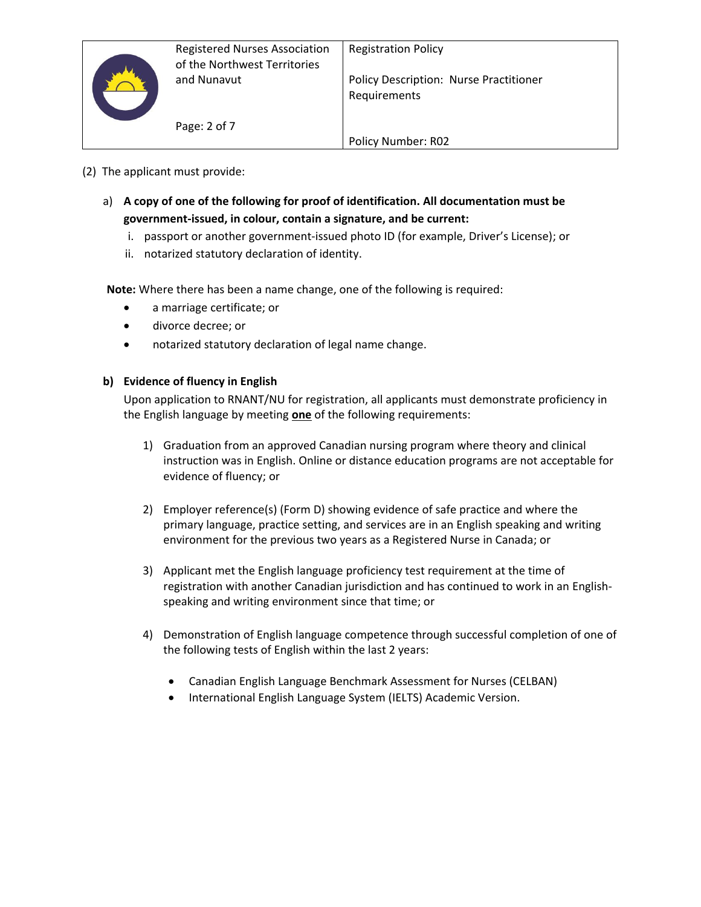(2) The applicant must provide:

a) **A copy of one of the following for proof of identification. All documentation must be government-issued, in colour, contain a signature, and be current:**

   i. passport or another government-issued photo ID (for example, Driver's License); or
   
   ii. notarized statutory declaration of identity.

**Note:** Where there has been a name change, one of the following is required:

- a marriage certificate; or
- divorce decree; or
- notarized statutory declaration of legal name change.

**b) Evidence of fluency in English**

Upon application to RNANT/NU for registration, all applicants must demonstrate proficiency in the English language by meeting <u>**one**</u> of the following requirements:

1) Graduation from an approved Canadian nursing program where theory and clinical instruction was in English. Online or distance education programs are not acceptable for evidence of fluency; or

2) Employer reference(s) (Form D) showing evidence of safe practice and where the primary language, practice setting, and services are in an English speaking and writing environment for the previous two years as a Registered Nurse in Canada; or

3) Applicant met the English language proficiency test requirement at the time of registration with another Canadian jurisdiction and has continued to work in an English-speaking and writing environment since that time; or

4) Demonstration of English language competence through successful completion of one of the following tests of English within the last 2 years:

   - Canadian English Language Benchmark Assessment for Nurses (CELBAN)
   - International English Language System (IELTS) Academic Version.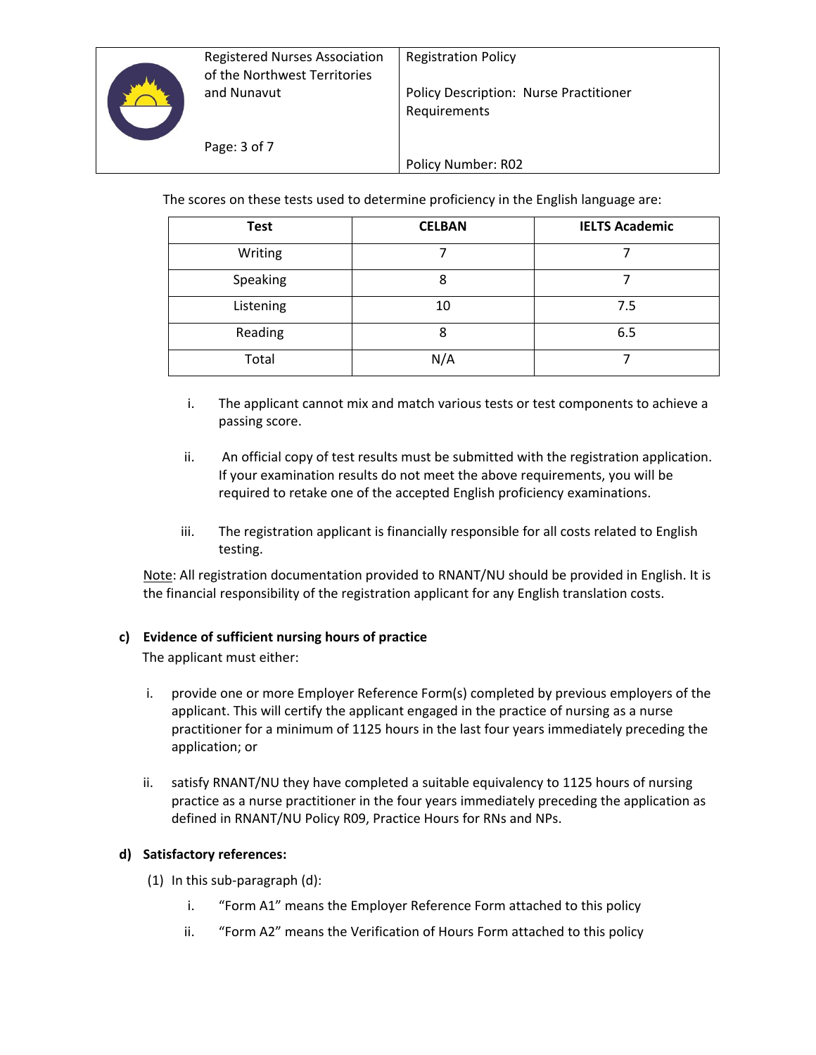The scores on these tests used to determine proficiency in the English language are:

| Test | CELBAN | IELTS Academic |
|---|---|---|
| Writing | 7 | 7 |
| Speaking | 8 | 7 |
| Listening | 10 | 7.5 |
| Reading | 8 | 6.5 |
| Total | N/A | 7 |

i. The applicant cannot mix and match various tests or test components to achieve a passing score.

ii. An official copy of test results must be submitted with the registration application. If your examination results do not meet the above requirements, you will be required to retake one of the accepted English proficiency examinations.

iii. The registration applicant is financially responsible for all costs related to English testing.

Note: All registration documentation provided to RNANT/NU should be provided in English. It is the financial responsibility of the registration applicant for any English translation costs.

**c) Evidence of sufficient nursing hours of practice**

The applicant must either:

i. provide one or more Employer Reference Form(s) completed by previous employers of the applicant. This will certify the applicant engaged in the practice of nursing as a nurse practitioner for a minimum of 1125 hours in the last four years immediately preceding the application; or

ii. satisfy RNANT/NU they have completed a suitable equivalency to 1125 hours of nursing practice as a nurse practitioner in the four years immediately preceding the application as defined in RNANT/NU Policy R09, Practice Hours for RNs and NPs.

**d) Satisfactory references:**

(1) In this sub-paragraph (d):

i. "Form A1" means the Employer Reference Form attached to this policy

ii. "Form A2" means the Verification of Hours Form attached to this policy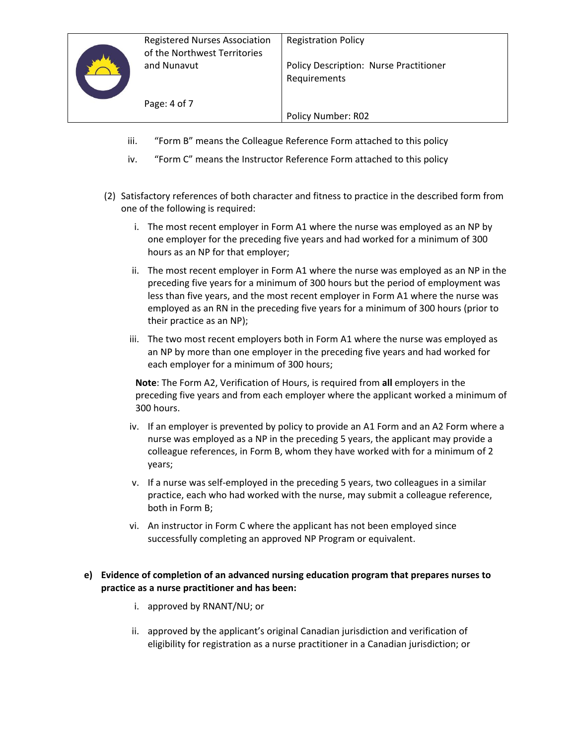iii. "Form B" means the Colleague Reference Form attached to this policy

iv. "Form C" means the Instructor Reference Form attached to this policy

(2) Satisfactory references of both character and fitness to practice in the described form from one of the following is required:

i. The most recent employer in Form A1 where the nurse was employed as an NP by one employer for the preceding five years and had worked for a minimum of 300 hours as an NP for that employer;

ii. The most recent employer in Form A1 where the nurse was employed as an NP in the preceding five years for a minimum of 300 hours but the period of employment was less than five years, and the most recent employer in Form A1 where the nurse was employed as an RN in the preceding five years for a minimum of 300 hours (prior to their practice as an NP);

iii. The two most recent employers both in Form A1 where the nurse was employed as an NP by more than one employer in the preceding five years and had worked for each employer for a minimum of 300 hours;

**Note**: The Form A2, Verification of Hours, is required from **all** employers in the preceding five years and from each employer where the applicant worked a minimum of 300 hours.

iv. If an employer is prevented by policy to provide an A1 Form and an A2 Form where a nurse was employed as a NP in the preceding 5 years, the applicant may provide a colleague references, in Form B, whom they have worked with for a minimum of 2 years;

v. If a nurse was self-employed in the preceding 5 years, two colleagues in a similar practice, each who had worked with the nurse, may submit a colleague reference, both in Form B;

vi. An instructor in Form C where the applicant has not been employed since successfully completing an approved NP Program or equivalent.

**e) Evidence of completion of an advanced nursing education program that prepares nurses to practice as a nurse practitioner and has been:**

i. approved by RNANT/NU; or

ii. approved by the applicant's original Canadian jurisdiction and verification of eligibility for registration as a nurse practitioner in a Canadian jurisdiction; or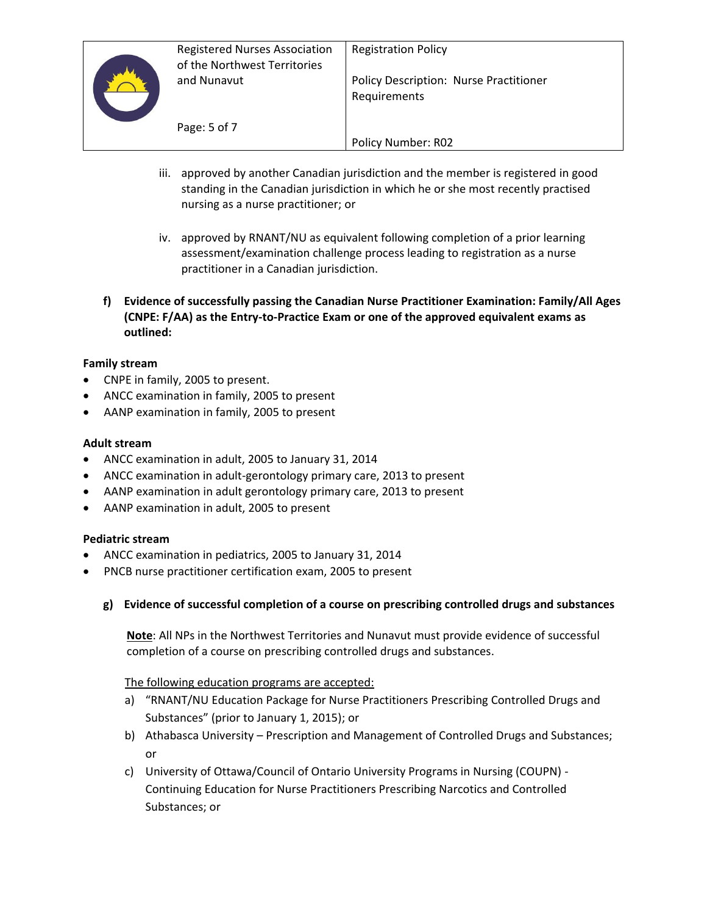iii. approved by another Canadian jurisdiction and the member is registered in good standing in the Canadian jurisdiction in which he or she most recently practised nursing as a nurse practitioner; or

iv. approved by RNANT/NU as equivalent following completion of a prior learning assessment/examination challenge process leading to registration as a nurse practitioner in a Canadian jurisdiction.

**f) Evidence of successfully passing the Canadian Nurse Practitioner Examination: Family/All Ages (CNPE: F/AA) as the Entry-to-Practice Exam or one of the approved equivalent exams as outlined:**

**Family stream**

- CNPE in family, 2005 to present.
- ANCC examination in family, 2005 to present
- AANP examination in family, 2005 to present

**Adult stream**

- ANCC examination in adult, 2005 to January 31, 2014
- ANCC examination in adult-gerontology primary care, 2013 to present
- AANP examination in adult gerontology primary care, 2013 to present
- AANP examination in adult, 2005 to present

**Pediatric stream**

- ANCC examination in pediatrics, 2005 to January 31, 2014
- PNCB nurse practitioner certification exam, 2005 to present

**g) Evidence of successful completion of a course on prescribing controlled drugs and substances**

**Note**: All NPs in the Northwest Territories and Nunavut must provide evidence of successful completion of a course on prescribing controlled drugs and substances.

The following education programs are accepted:

a) "RNANT/NU Education Package for Nurse Practitioners Prescribing Controlled Drugs and Substances" (prior to January 1, 2015); or
b) Athabasca University – Prescription and Management of Controlled Drugs and Substances; or
c) University of Ottawa/Council of Ontario University Programs in Nursing (COUPN) - Continuing Education for Nurse Practitioners Prescribing Narcotics and Controlled Substances; or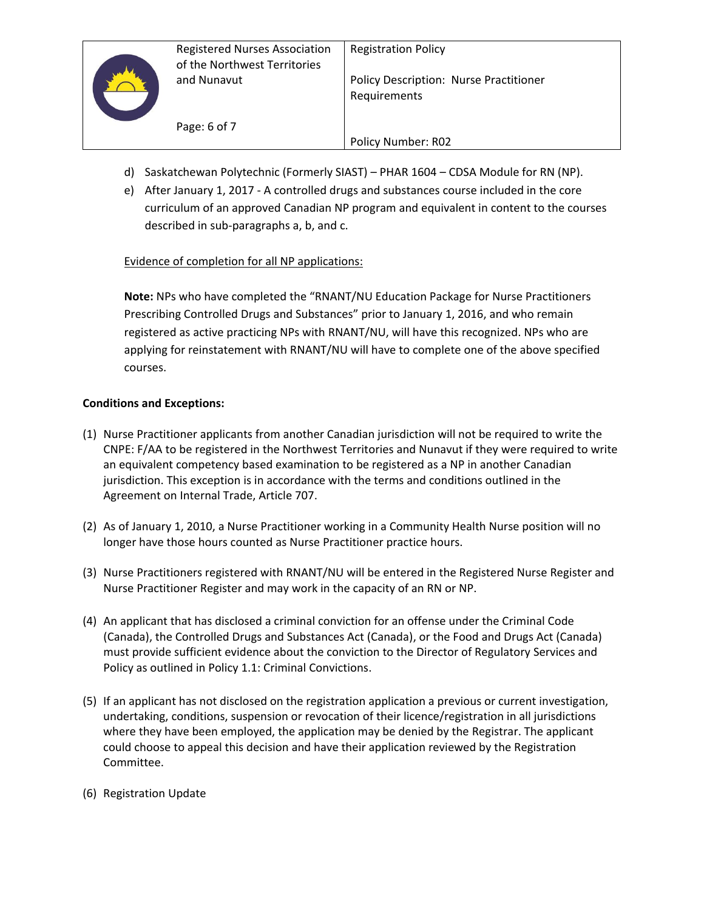d) Saskatchewan Polytechnic (Formerly SIAST) – PHAR 1604 – CDSA Module for RN (NP).
e) After January 1, 2017 - A controlled drugs and substances course included in the core curriculum of an approved Canadian NP program and equivalent in content to the courses described in sub-paragraphs a, b, and c.

<u>Evidence of completion for all NP applications:</u>

**Note:** NPs who have completed the "RNANT/NU Education Package for Nurse Practitioners Prescribing Controlled Drugs and Substances" prior to January 1, 2016, and who remain registered as active practicing NPs with RNANT/NU, will have this recognized. NPs who are applying for reinstatement with RNANT/NU will have to complete one of the above specified courses.

**Conditions and Exceptions:**

(1) Nurse Practitioner applicants from another Canadian jurisdiction will not be required to write the CNPE: F/AA to be registered in the Northwest Territories and Nunavut if they were required to write an equivalent competency based examination to be registered as a NP in another Canadian jurisdiction. This exception is in accordance with the terms and conditions outlined in the Agreement on Internal Trade, Article 707.

(2) As of January 1, 2010, a Nurse Practitioner working in a Community Health Nurse position will no longer have those hours counted as Nurse Practitioner practice hours.

(3) Nurse Practitioners registered with RNANT/NU will be entered in the Registered Nurse Register and Nurse Practitioner Register and may work in the capacity of an RN or NP.

(4) An applicant that has disclosed a criminal conviction for an offense under the Criminal Code (Canada), the Controlled Drugs and Substances Act (Canada), or the Food and Drugs Act (Canada) must provide sufficient evidence about the conviction to the Director of Regulatory Services and Policy as outlined in Policy 1.1: Criminal Convictions.

(5) If an applicant has not disclosed on the registration application a previous or current investigation, undertaking, conditions, suspension or revocation of their licence/registration in all jurisdictions where they have been employed, the application may be denied by the Registrar. The applicant could choose to appeal this decision and have their application reviewed by the Registration Committee.

(6) Registration Update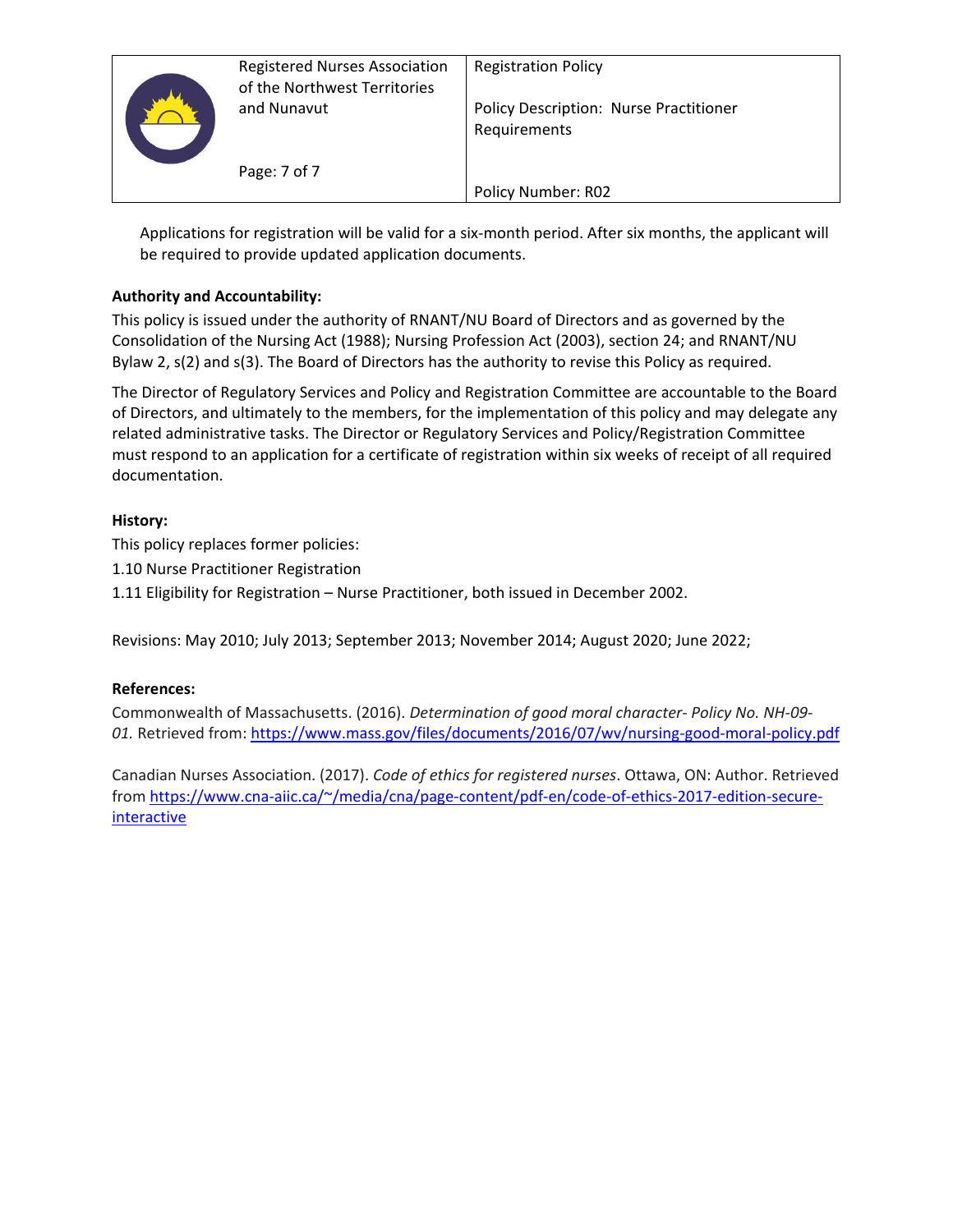Applications for registration will be valid for a six-month period. After six months, the applicant will be required to provide updated application documents.

**Authority and Accountability:**

This policy is issued under the authority of RNANT/NU Board of Directors and as governed by the Consolidation of the Nursing Act (1988); Nursing Profession Act (2003), section 24; and RNANT/NU Bylaw 2, s(2) and s(3). The Board of Directors has the authority to revise this Policy as required.

The Director of Regulatory Services and Policy and Registration Committee are accountable to the Board of Directors, and ultimately to the members, for the implementation of this policy and may delegate any related administrative tasks. The Director or Regulatory Services and Policy/Registration Committee must respond to an application for a certificate of registration within six weeks of receipt of all required documentation.

**History:**

This policy replaces former policies:

1.10 Nurse Practitioner Registration

1.11 Eligibility for Registration – Nurse Practitioner, both issued in December 2002.

Revisions: May 2010; July 2013; September 2013; November 2014; August 2020; June 2022;

**References:**

Commonwealth of Massachusetts. (2016). *Determination of good moral character- Policy No. NH-09-01.* Retrieved from: https://www.mass.gov/files/documents/2016/07/wv/nursing-good-moral-policy.pdf

Canadian Nurses Association. (2017). *Code of ethics for registered nurses*. Ottawa, ON: Author. Retrieved from https://www.cna-aiic.ca/~/media/cna/page-content/pdf-en/code-of-ethics-2017-edition-secure-interactive